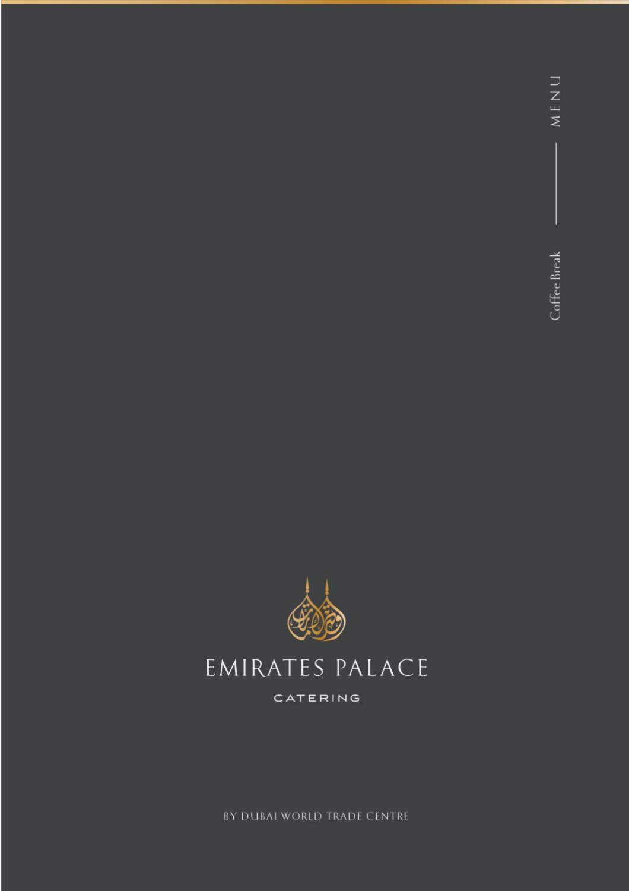MENU

Coffee Break

# EMIRATES PALACE

CATERING

BY DUBAI WORLD TRADE CENTRE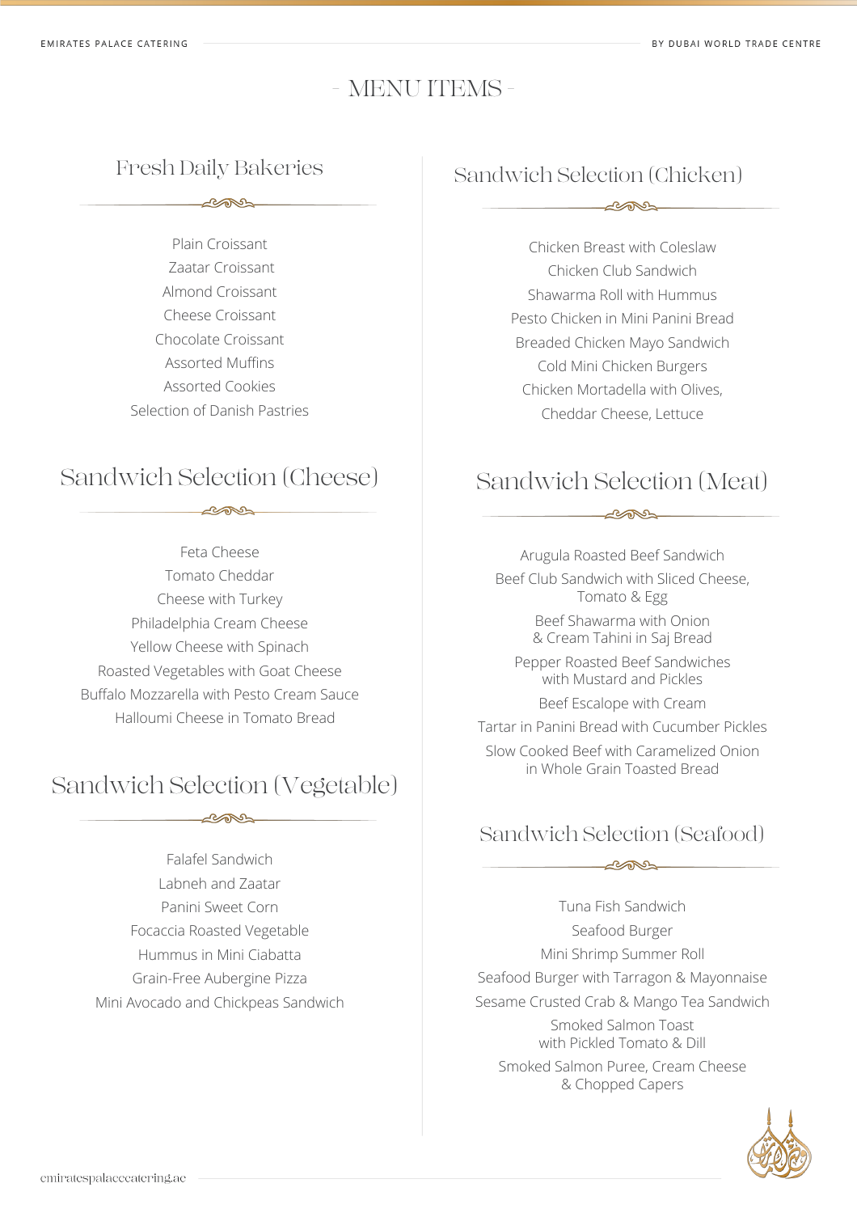# - MENU ITEMS -

## Fresh Daily Bakeries

Plain Croissant
Zaatar Croissant
Almond Croissant
Cheese Croissant
Chocolate Croissant
Assorted Muffins
Assorted Cookies
Selection of Danish Pastries

## Sandwich Selection (Cheese)

Feta Cheese
Tomato Cheddar
Cheese with Turkey
Philadelphia Cream Cheese
Yellow Cheese with Spinach
Roasted Vegetables with Goat Cheese
Buffalo Mozzarella with Pesto Cream Sauce
Halloumi Cheese in Tomato Bread

## Sandwich Selection (Vegetable)

Falafel Sandwich
Labneh and Zaatar
Panini Sweet Corn
Focaccia Roasted Vegetable
Hummus in Mini Ciabatta
Grain-Free Aubergine Pizza
Mini Avocado and Chickpeas Sandwich

## Sandwich Selection (Chicken)

Chicken Breast with Coleslaw
Chicken Club Sandwich
Shawarma Roll with Hummus
Pesto Chicken in Mini Panini Bread
Breaded Chicken Mayo Sandwich
Cold Mini Chicken Burgers
Chicken Mortadella with Olives, Cheddar Cheese, Lettuce

## Sandwich Selection (Meat)

Arugula Roasted Beef Sandwich
Beef Club Sandwich with Sliced Cheese, Tomato & Egg
Beef Shawarma with Onion & Cream Tahini in Saj Bread
Pepper Roasted Beef Sandwiches with Mustard and Pickles
Beef Escalope with Cream
Tartar in Panini Bread with Cucumber Pickles
Slow Cooked Beef with Caramelized Onion in Whole Grain Toasted Bread

## Sandwich Selection (Seafood)

Tuna Fish Sandwich
Seafood Burger
Mini Shrimp Summer Roll
Seafood Burger with Tarragon & Mayonnaise
Sesame Crusted Crab & Mango Tea Sandwich
Smoked Salmon Toast with Pickled Tomato & Dill
Smoked Salmon Puree, Cream Cheese & Chopped Capers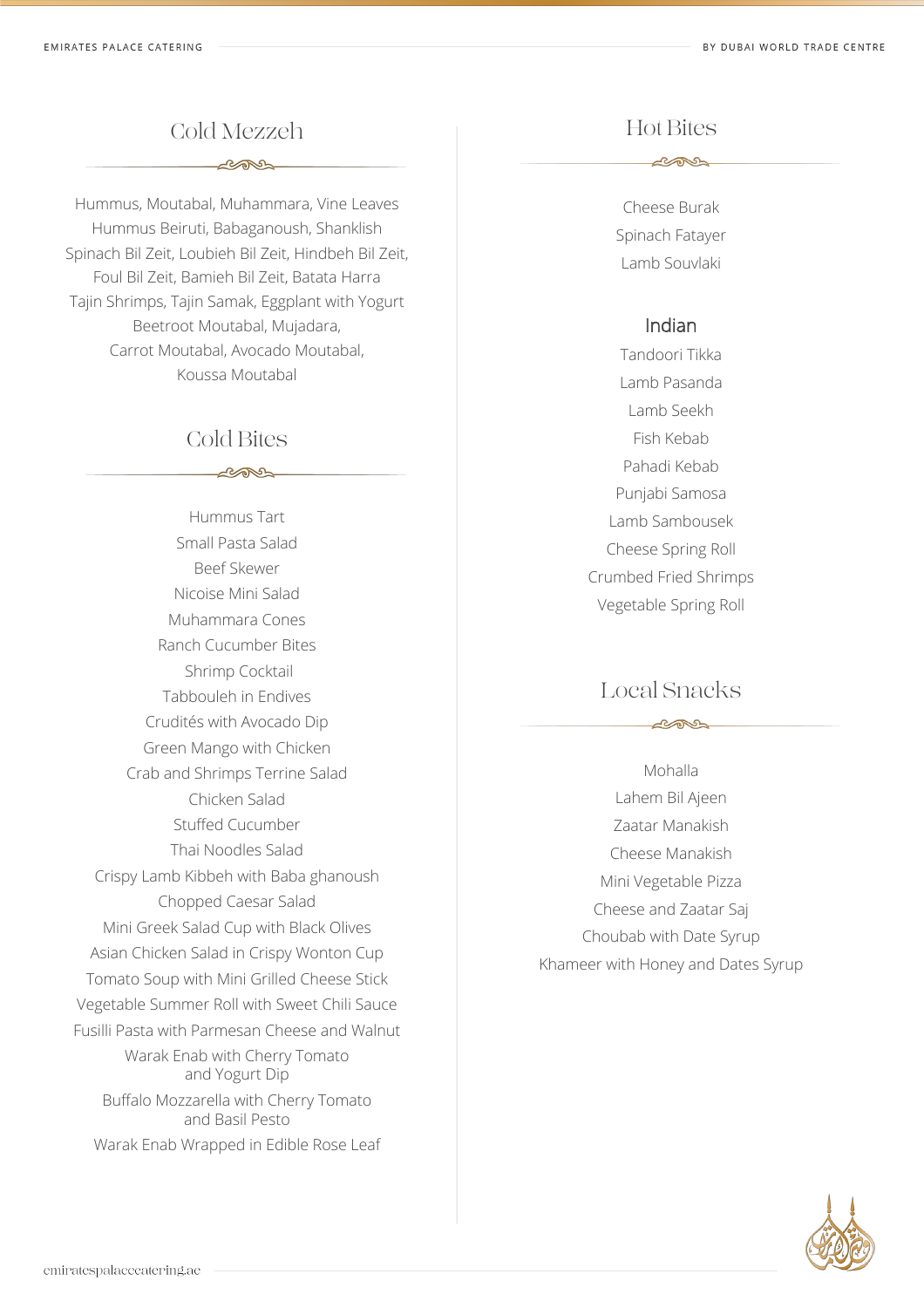## Cold Mezzeh

Hummus, Moutabal, Muhammara, Vine Leaves
Hummus Beiruti, Babaganoush, Shanklish
Spinach Bil Zeit, Loubieh Bil Zeit, Hindbeh Bil Zeit,
Foul Bil Zeit, Bamieh Bil Zeit, Batata Harra
Tajin Shrimps, Tajin Samak, Eggplant with Yogurt
Beetroot Moutabal, Mujadara,
Carrot Moutabal, Avocado Moutabal,
Koussa Moutabal

## Cold Bites

Hummus Tart
Small Pasta Salad
Beef Skewer
Nicoise Mini Salad
Muhammara Cones
Ranch Cucumber Bites
Shrimp Cocktail
Tabbouleh in Endives
Crudités with Avocado Dip
Green Mango with Chicken
Crab and Shrimps Terrine Salad
Chicken Salad
Stuffed Cucumber
Thai Noodles Salad
Crispy Lamb Kibbeh with Baba ghanoush
Chopped Caesar Salad
Mini Greek Salad Cup with Black Olives
Asian Chicken Salad in Crispy Wonton Cup
Tomato Soup with Mini Grilled Cheese Stick
Vegetable Summer Roll with Sweet Chili Sauce
Fusilli Pasta with Parmesan Cheese and Walnut
Warak Enab with Cherry Tomato and Yogurt Dip
Buffalo Mozzarella with Cherry Tomato and Basil Pesto
Warak Enab Wrapped in Edible Rose Leaf

## Hot Bites

Cheese Burak
Spinach Fatayer
Lamb Souvlaki

### Indian

Tandoori Tikka
Lamb Pasanda
Lamb Seekh
Fish Kebab
Pahadi Kebab
Punjabi Samosa
Lamb Sambousek
Cheese Spring Roll
Crumbed Fried Shrimps
Vegetable Spring Roll

## Local Snacks

Mohalla
Lahem Bil Ajeen
Zaatar Manakish
Cheese Manakish
Mini Vegetable Pizza
Cheese and Zaatar Saj
Choubab with Date Syrup
Khameer with Honey and Dates Syrup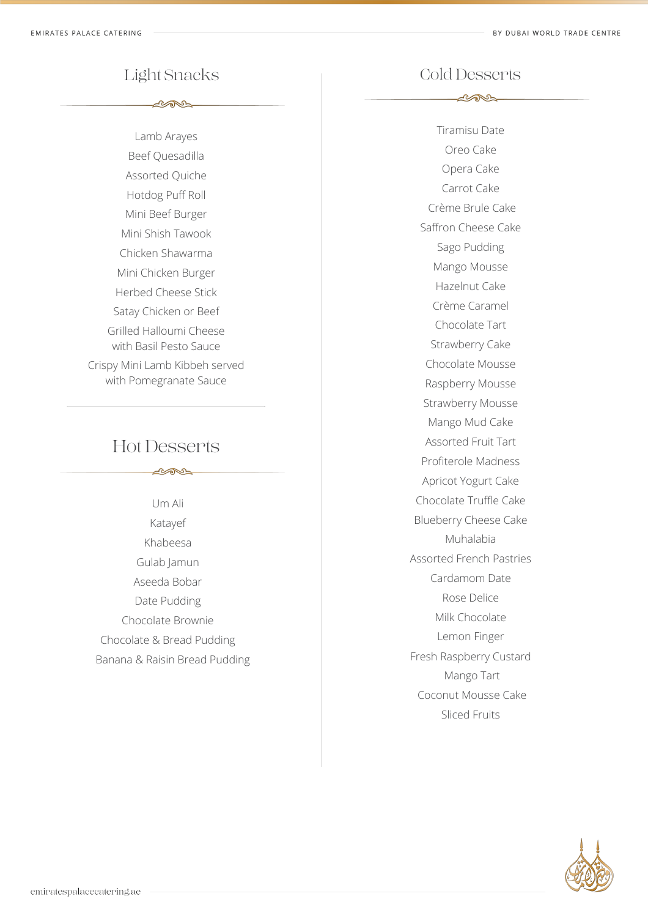## Light Snacks

Lamb Arayes
Beef Quesadilla
Assorted Quiche
Hotdog Puff Roll
Mini Beef Burger
Mini Shish Tawook
Chicken Shawarma
Mini Chicken Burger
Herbed Cheese Stick
Satay Chicken or Beef
Grilled Halloumi Cheese with Basil Pesto Sauce
Crispy Mini Lamb Kibbeh served with Pomegranate Sauce

## Hot Desserts

Um Ali
Katayef
Khabeesa
Gulab Jamun
Aseeda Bobar
Date Pudding
Chocolate Brownie
Chocolate & Bread Pudding
Banana & Raisin Bread Pudding

## Cold Desserts

Tiramisu Date
Oreo Cake
Opera Cake
Carrot Cake
Crème Brule Cake
Saffron Cheese Cake
Sago Pudding
Mango Mousse
Hazelnut Cake
Crème Caramel
Chocolate Tart
Strawberry Cake
Chocolate Mousse
Raspberry Mousse
Strawberry Mousse
Mango Mud Cake
Assorted Fruit Tart
Profiterole Madness
Apricot Yogurt Cake
Chocolate Truffle Cake
Blueberry Cheese Cake
Muhalabia
Assorted French Pastries
Cardamom Date
Rose Delice
Milk Chocolate
Lemon Finger
Fresh Raspberry Custard
Mango Tart
Coconut Mousse Cake
Sliced Fruits